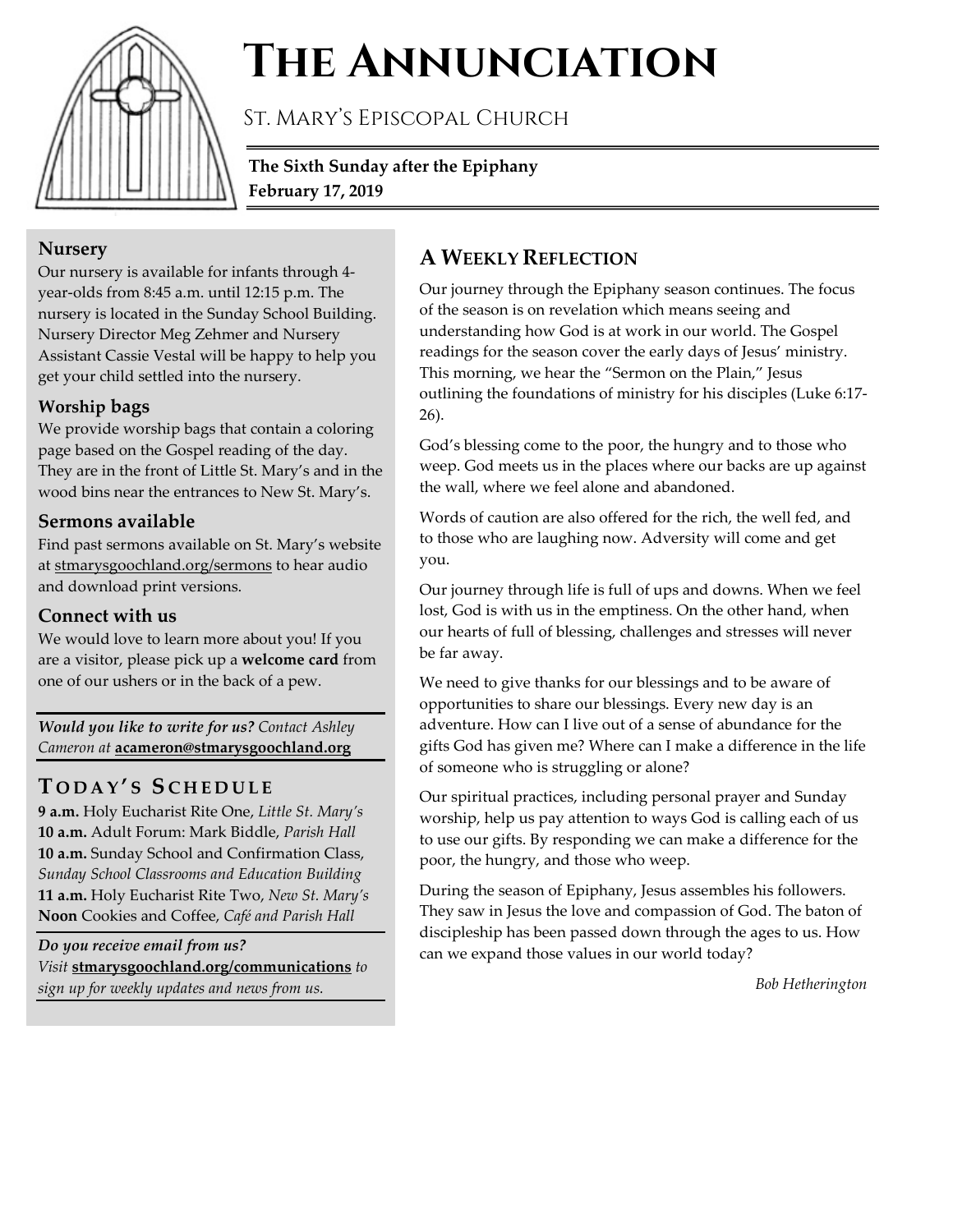# The Annunciation

St. Mary's Episcopal Church

**The Sixth Sunday after the Epiphany**
**February 17, 2019**

### Nursery

Our nursery is available for infants through 4-year-olds from 8:45 a.m. until 12:15 p.m. The nursery is located in the Sunday School Building. Nursery Director Meg Zehmer and Nursery Assistant Cassie Vestal will be happy to help you get your child settled into the nursery.

### Worship bags

We provide worship bags that contain a coloring page based on the Gospel reading of the day. They are in the front of Little St. Mary's and in the wood bins near the entrances to New St. Mary's.

### Sermons available

Find past sermons available on St. Mary's website at stmarysgoochland.org/sermons to hear audio and download print versions.

### Connect with us

We would love to learn more about you! If you are a visitor, please pick up a **welcome card** from one of our ushers or in the back of a pew.

***Would you like to write for us?*** *Contact Ashley Cameron at* **acameron@stmarysgoochland.org**

## Today's Schedule

**9 a.m.** Holy Eucharist Rite One, *Little St. Mary's*
**10 a.m.** Adult Forum: Mark Biddle, *Parish Hall*
**10 a.m.** Sunday School and Confirmation Class, *Sunday School Classrooms and Education Building*
**11 a.m.** Holy Eucharist Rite Two, *New St. Mary's*
**Noon** Cookies and Coffee, *Café and Parish Hall*

***Do you receive email from us?***
*Visit* **stmarysgoochland.org/communications** *to sign up for weekly updates and news from us.*

## A Weekly Reflection

Our journey through the Epiphany season continues. The focus of the season is on revelation which means seeing and understanding how God is at work in our world. The Gospel readings for the season cover the early days of Jesus' ministry. This morning, we hear the "Sermon on the Plain," Jesus outlining the foundations of ministry for his disciples (Luke 6:17-26).

God's blessing come to the poor, the hungry and to those who weep. God meets us in the places where our backs are up against the wall, where we feel alone and abandoned.

Words of caution are also offered for the rich, the well fed, and to those who are laughing now. Adversity will come and get you.

Our journey through life is full of ups and downs. When we feel lost, God is with us in the emptiness. On the other hand, when our hearts of full of blessing, challenges and stresses will never be far away.

We need to give thanks for our blessings and to be aware of opportunities to share our blessings. Every new day is an adventure. How can I live out of a sense of abundance for the gifts God has given me? Where can I make a difference in the life of someone who is struggling or alone?

Our spiritual practices, including personal prayer and Sunday worship, help us pay attention to ways God is calling each of us to use our gifts. By responding we can make a difference for the poor, the hungry, and those who weep.

During the season of Epiphany, Jesus assembles his followers. They saw in Jesus the love and compassion of God. The baton of discipleship has been passed down through the ages to us. How can we expand those values in our world today?

*Bob Hetherington*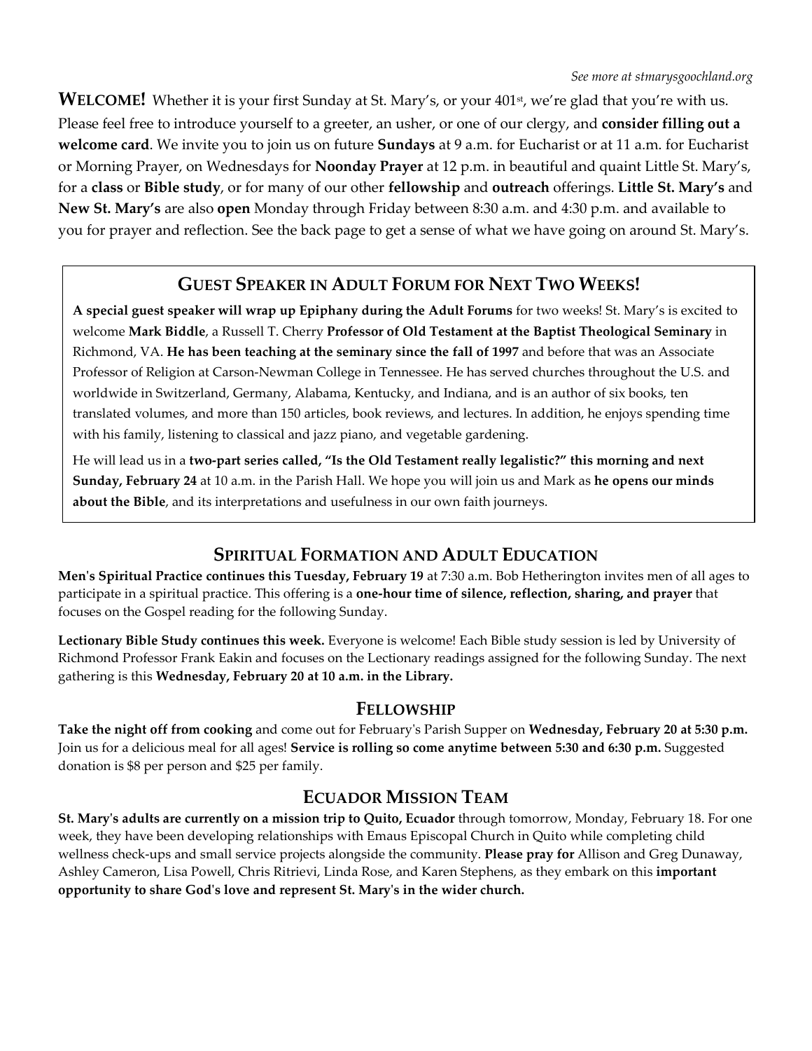*See more at stmarysgoochland.org*

**WELCOME!** Whether it is your first Sunday at St. Mary's, or your 401st, we're glad that you're with us. Please feel free to introduce yourself to a greeter, an usher, or one of our clergy, and **consider filling out a welcome card**. We invite you to join us on future **Sundays** at 9 a.m. for Eucharist or at 11 a.m. for Eucharist or Morning Prayer, on Wednesdays for **Noonday Prayer** at 12 p.m. in beautiful and quaint Little St. Mary's, for a **class** or **Bible study**, or for many of our other **fellowship** and **outreach** offerings. **Little St. Mary's** and **New St. Mary's** are also **open** Monday through Friday between 8:30 a.m. and 4:30 p.m. and available to you for prayer and reflection. See the back page to get a sense of what we have going on around St. Mary's.

## GUEST SPEAKER IN ADULT FORUM FOR NEXT TWO WEEKS!

**A special guest speaker will wrap up Epiphany during the Adult Forums** for two weeks! St. Mary's is excited to welcome **Mark Biddle**, a Russell T. Cherry **Professor of Old Testament at the Baptist Theological Seminary** in Richmond, VA. **He has been teaching at the seminary since the fall of 1997** and before that was an Associate Professor of Religion at Carson-Newman College in Tennessee. He has served churches throughout the U.S. and worldwide in Switzerland, Germany, Alabama, Kentucky, and Indiana, and is an author of six books, ten translated volumes, and more than 150 articles, book reviews, and lectures. In addition, he enjoys spending time with his family, listening to classical and jazz piano, and vegetable gardening.

He will lead us in a **two-part series called, "Is the Old Testament really legalistic?" this morning and next Sunday, February 24** at 10 a.m. in the Parish Hall. We hope you will join us and Mark as **he opens our minds about the Bible**, and its interpretations and usefulness in our own faith journeys.

## SPIRITUAL FORMATION AND ADULT EDUCATION

**Men's Spiritual Practice continues this Tuesday, February 19** at 7:30 a.m. Bob Hetherington invites men of all ages to participate in a spiritual practice. This offering is a **one-hour time of silence, reflection, sharing, and prayer** that focuses on the Gospel reading for the following Sunday.

**Lectionary Bible Study continues this week.** Everyone is welcome! Each Bible study session is led by University of Richmond Professor Frank Eakin and focuses on the Lectionary readings assigned for the following Sunday. The next gathering is this **Wednesday, February 20 at 10 a.m. in the Library.**

## FELLOWSHIP

**Take the night off from cooking** and come out for February's Parish Supper on **Wednesday, February 20 at 5:30 p.m.** Join us for a delicious meal for all ages! **Service is rolling so come anytime between 5:30 and 6:30 p.m.** Suggested donation is $8 per person and $25 per family.

## ECUADOR MISSION TEAM

**St. Mary's adults are currently on a mission trip to Quito, Ecuador** through tomorrow, Monday, February 18. For one week, they have been developing relationships with Emaus Episcopal Church in Quito while completing child wellness check-ups and small service projects alongside the community. **Please pray for** Allison and Greg Dunaway, Ashley Cameron, Lisa Powell, Chris Ritrievi, Linda Rose, and Karen Stephens, as they embark on this **important opportunity to share God's love and represent St. Mary's in the wider church.**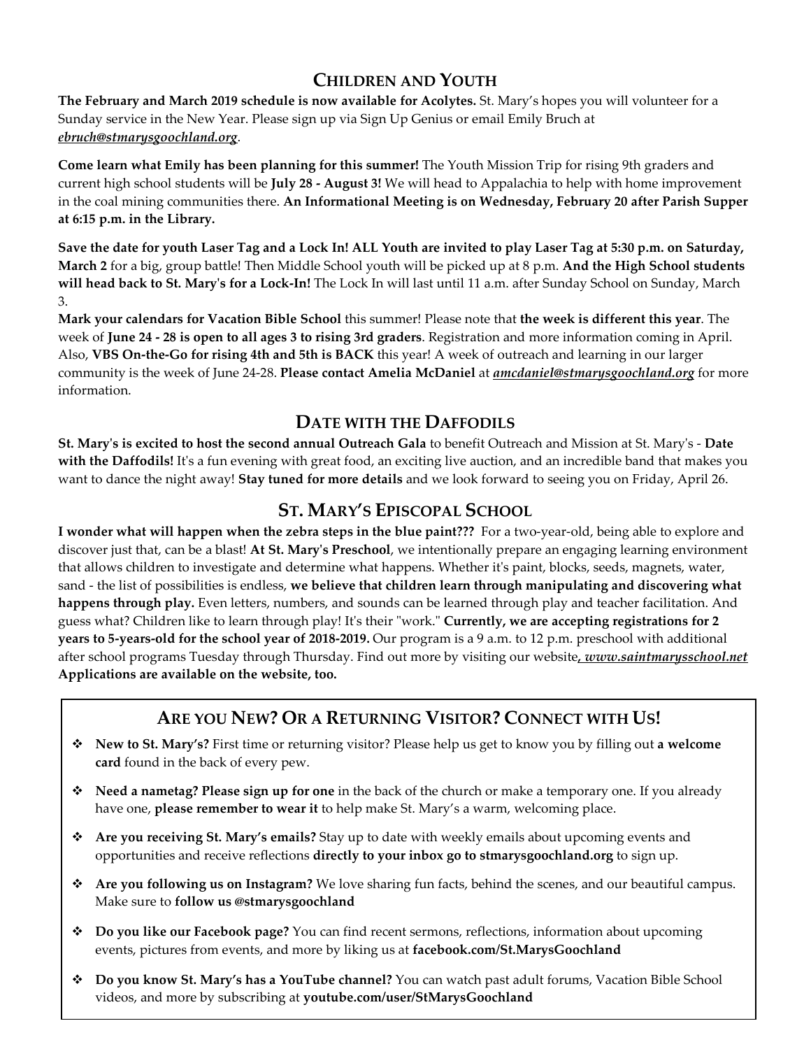## Children and Youth

**The February and March 2019 schedule is now available for Acolytes.** St. Mary's hopes you will volunteer for a Sunday service in the New Year. Please sign up via Sign Up Genius or email Emily Bruch at ***ebruch@stmarysgoochland.org***.

**Come learn what Emily has been planning for this summer!** The Youth Mission Trip for rising 9th graders and current high school students will be **July 28 - August 3!** We will head to Appalachia to help with home improvement in the coal mining communities there. **An Informational Meeting is on Wednesday, February 20 after Parish Supper at 6:15 p.m. in the Library.**

**Save the date for youth Laser Tag and a Lock In! ALL Youth are invited to play Laser Tag at 5:30 p.m. on Saturday, March 2** for a big, group battle! Then Middle School youth will be picked up at 8 p.m. **And the High School students will head back to St. Mary's for a Lock-In!** The Lock In will last until 11 a.m. after Sunday School on Sunday, March 3.

**Mark your calendars for Vacation Bible School** this summer! Please note that **the week is different this year**. The week of **June 24 - 28 is open to all ages 3 to rising 3rd graders**. Registration and more information coming in April. Also, **VBS On-the-Go for rising 4th and 5th is BACK** this year! A week of outreach and learning in our larger community is the week of June 24-28. **Please contact Amelia McDaniel** at ***amcdaniel@stmarysgoochland.org*** for more information.

## Date with the Daffodils

**St. Mary's is excited to host the second annual Outreach Gala** to benefit Outreach and Mission at St. Mary's - **Date with the Daffodils!** It's a fun evening with great food, an exciting live auction, and an incredible band that makes you want to dance the night away! **Stay tuned for more details** and we look forward to seeing you on Friday, April 26.

## St. Mary's Episcopal School

**I wonder what will happen when the zebra steps in the blue paint???** For a two-year-old, being able to explore and discover just that, can be a blast! **At St. Mary's Preschool**, we intentionally prepare an engaging learning environment that allows children to investigate and determine what happens. Whether it's paint, blocks, seeds, magnets, water, sand - the list of possibilities is endless, **we believe that children learn through manipulating and discovering what happens through play.** Even letters, numbers, and sounds can be learned through play and teacher facilitation. And guess what? Children like to learn through play! It's their "work." **Currently, we are accepting registrations for 2 years to 5-years-old for the school year of 2018-2019.** Our program is a 9 a.m. to 12 p.m. preschool with additional after school programs Tuesday through Thursday. Find out more by visiting our website***, www.saintmarysschool.net*** **Applications are available on the website, too.**

## Are you New? Or a Returning Visitor? Connect with Us!

- **New to St. Mary's?** First time or returning visitor? Please help us get to know you by filling out **a welcome card** found in the back of every pew.
- **Need a nametag? Please sign up for one** in the back of the church or make a temporary one. If you already have one, **please remember to wear it** to help make St. Mary's a warm, welcoming place.
- **Are you receiving St. Mary's emails?** Stay up to date with weekly emails about upcoming events and opportunities and receive reflections **directly to your inbox go to stmarysgoochland.org** to sign up.
- **Are you following us on Instagram?** We love sharing fun facts, behind the scenes, and our beautiful campus. Make sure to **follow us @stmarysgoochland**
- **Do you like our Facebook page?** You can find recent sermons, reflections, information about upcoming events, pictures from events, and more by liking us at **facebook.com/St.MarysGoochland**
- **Do you know St. Mary's has a YouTube channel?** You can watch past adult forums, Vacation Bible School videos, and more by subscribing at **youtube.com/user/StMarysGoochland**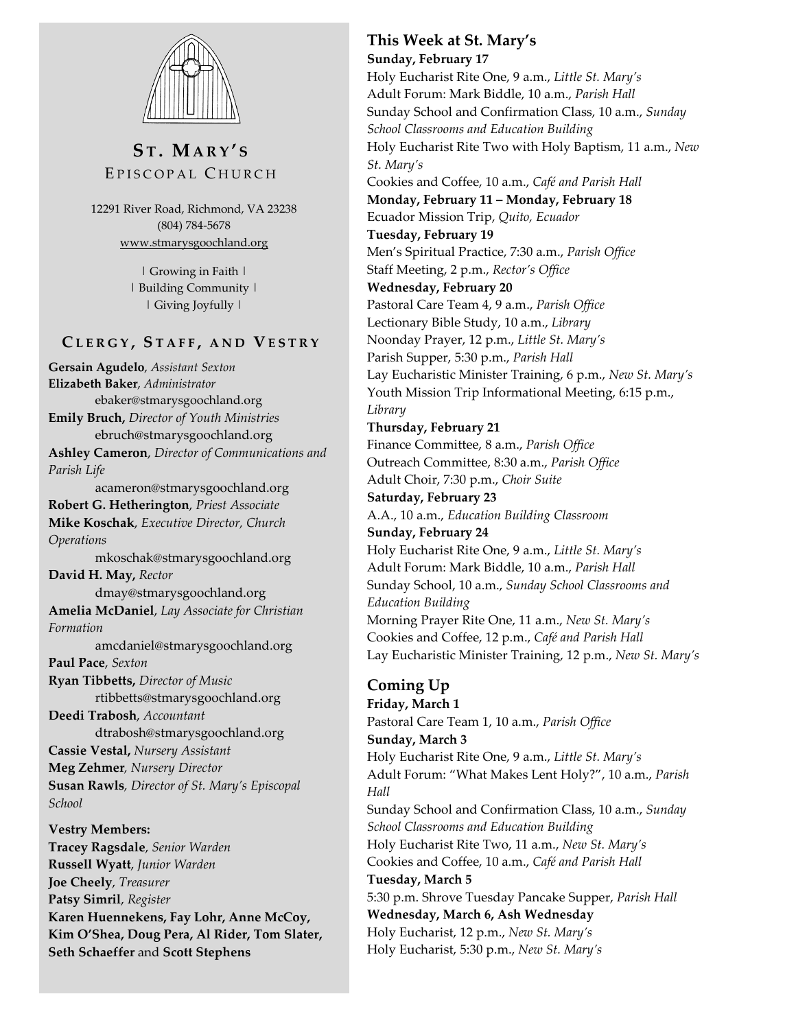# St. Mary's
## Episcopal Church

12291 River Road, Richmond, VA 23238
(804) 784-5678
www.stmarysgoochland.org

| Growing in Faith |
| Building Community |
| Giving Joyfully |

## Clergy, Staff, and Vestry

**Gersain Agudelo**, *Assistant Sexton*
**Elizabeth Baker**, *Administrator*
ebaker@stmarysgoochland.org
**Emily Bruch,** *Director of Youth Ministries*
ebruch@stmarysgoochland.org
**Ashley Cameron**, *Director of Communications and Parish Life*
acameron@stmarysgoochland.org
**Robert G. Hetherington**, *Priest Associate*
**Mike Koschak**, *Executive Director, Church Operations*
mkoschak@stmarysgoochland.org
**David H. May,** *Rector*
dmay@stmarysgoochland.org
**Amelia McDaniel**, *Lay Associate for Christian Formation*
amcdaniel@stmarysgoochland.org
**Paul Pace**, *Sexton*
**Ryan Tibbetts,** *Director of Music*
rtibbetts@stmarysgoochland.org
**Deedi Trabosh**, *Accountant*
dtrabosh@stmarysgoochland.org
**Cassie Vestal,** *Nursery Assistant*
**Meg Zehmer**, *Nursery Director*
**Susan Rawls**, *Director of St. Mary's Episcopal School*

**Vestry Members:**
**Tracey Ragsdale**, *Senior Warden*
**Russell Wyatt**, *Junior Warden*
**Joe Cheely**, *Treasurer*
**Patsy Simril**, *Register*
**Karen Huennekens, Fay Lohr, Anne McCoy, Kim O'Shea, Doug Pera, Al Rider, Tom Slater, Seth Schaeffer** and **Scott Stephens**

## This Week at St. Mary's

**Sunday, February 17**
Holy Eucharist Rite One, 9 a.m., *Little St. Mary's*
Adult Forum: Mark Biddle, 10 a.m., *Parish Hall*
Sunday School and Confirmation Class, 10 a.m., *Sunday School Classrooms and Education Building*
Holy Eucharist Rite Two with Holy Baptism, 11 a.m., *New St. Mary's*
Cookies and Coffee, 10 a.m., *Café and Parish Hall*

**Monday, February 11 – Monday, February 18**
Ecuador Mission Trip, *Quito, Ecuador*

**Tuesday, February 19**
Men's Spiritual Practice, 7:30 a.m., *Parish Office*
Staff Meeting, 2 p.m., *Rector's Office*

**Wednesday, February 20**
Pastoral Care Team 4, 9 a.m., *Parish Office*
Lectionary Bible Study, 10 a.m., *Library*
Noonday Prayer, 12 p.m., *Little St. Mary's*
Parish Supper, 5:30 p.m., *Parish Hall*
Lay Eucharistic Minister Training, 6 p.m., *New St. Mary's*
Youth Mission Trip Informational Meeting, 6:15 p.m., *Library*

**Thursday, February 21**
Finance Committee, 8 a.m., *Parish Office*
Outreach Committee, 8:30 a.m., *Parish Office*
Adult Choir, 7:30 p.m., *Choir Suite*

**Saturday, February 23**
A.A., 10 a.m., *Education Building Classroom*

**Sunday, February 24**
Holy Eucharist Rite One, 9 a.m., *Little St. Mary's*
Adult Forum: Mark Biddle, 10 a.m., *Parish Hall*
Sunday School, 10 a.m., *Sunday School Classrooms and Education Building*
Morning Prayer Rite One, 11 a.m., *New St. Mary's*
Cookies and Coffee, 12 p.m., *Café and Parish Hall*
Lay Eucharistic Minister Training, 12 p.m., *New St. Mary's*

## Coming Up

**Friday, March 1**
Pastoral Care Team 1, 10 a.m., *Parish Office*

**Sunday, March 3**
Holy Eucharist Rite One, 9 a.m., *Little St. Mary's*
Adult Forum: "What Makes Lent Holy?", 10 a.m., *Parish Hall*
Sunday School and Confirmation Class, 10 a.m., *Sunday School Classrooms and Education Building*
Holy Eucharist Rite Two, 11 a.m., *New St. Mary's*
Cookies and Coffee, 10 a.m., *Café and Parish Hall*

**Tuesday, March 5**
5:30 p.m. Shrove Tuesday Pancake Supper, *Parish Hall*

**Wednesday, March 6, Ash Wednesday**
Holy Eucharist, 12 p.m., *New St. Mary's*
Holy Eucharist, 5:30 p.m., *New St. Mary's*